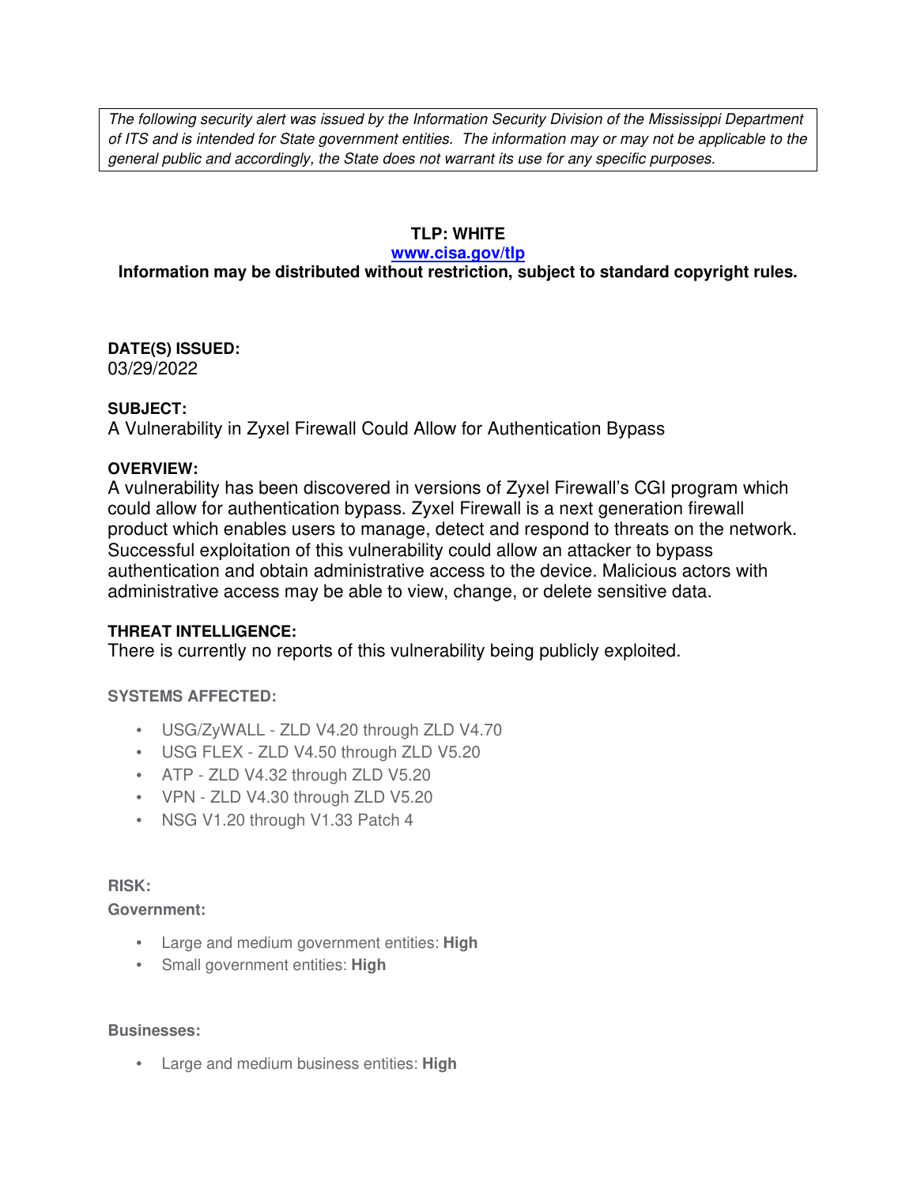*The following security alert was issued by the Information Security Division of the Mississippi Department of ITS and is intended for State government entities. The information may or may not be applicable to the general public and accordingly, the State does not warrant its use for any specific purposes.*

**TLP: WHITE**

**www.cisa.gov/tlp**

**Information may be distributed without restriction, subject to standard copyright rules.**

**DATE(S) ISSUED:**
03/29/2022

**SUBJECT:**
A Vulnerability in Zyxel Firewall Could Allow for Authentication Bypass

**OVERVIEW:**
A vulnerability has been discovered in versions of Zyxel Firewall's CGI program which could allow for authentication bypass. Zyxel Firewall is a next generation firewall product which enables users to manage, detect and respond to threats on the network. Successful exploitation of this vulnerability could allow an attacker to bypass authentication and obtain administrative access to the device. Malicious actors with administrative access may be able to view, change, or delete sensitive data.

**THREAT INTELLIGENCE:**
There is currently no reports of this vulnerability being publicly exploited.

**SYSTEMS AFFECTED:**

- USG/ZyWALL - ZLD V4.20 through ZLD V4.70
- USG FLEX - ZLD V4.50 through ZLD V5.20
- ATP - ZLD V4.32 through ZLD V5.20
- VPN - ZLD V4.30 through ZLD V5.20
- NSG V1.20 through V1.33 Patch 4

**RISK:**

**Government:**

- Large and medium government entities: **High**
- Small government entities: **High**

**Businesses:**

- Large and medium business entities: **High**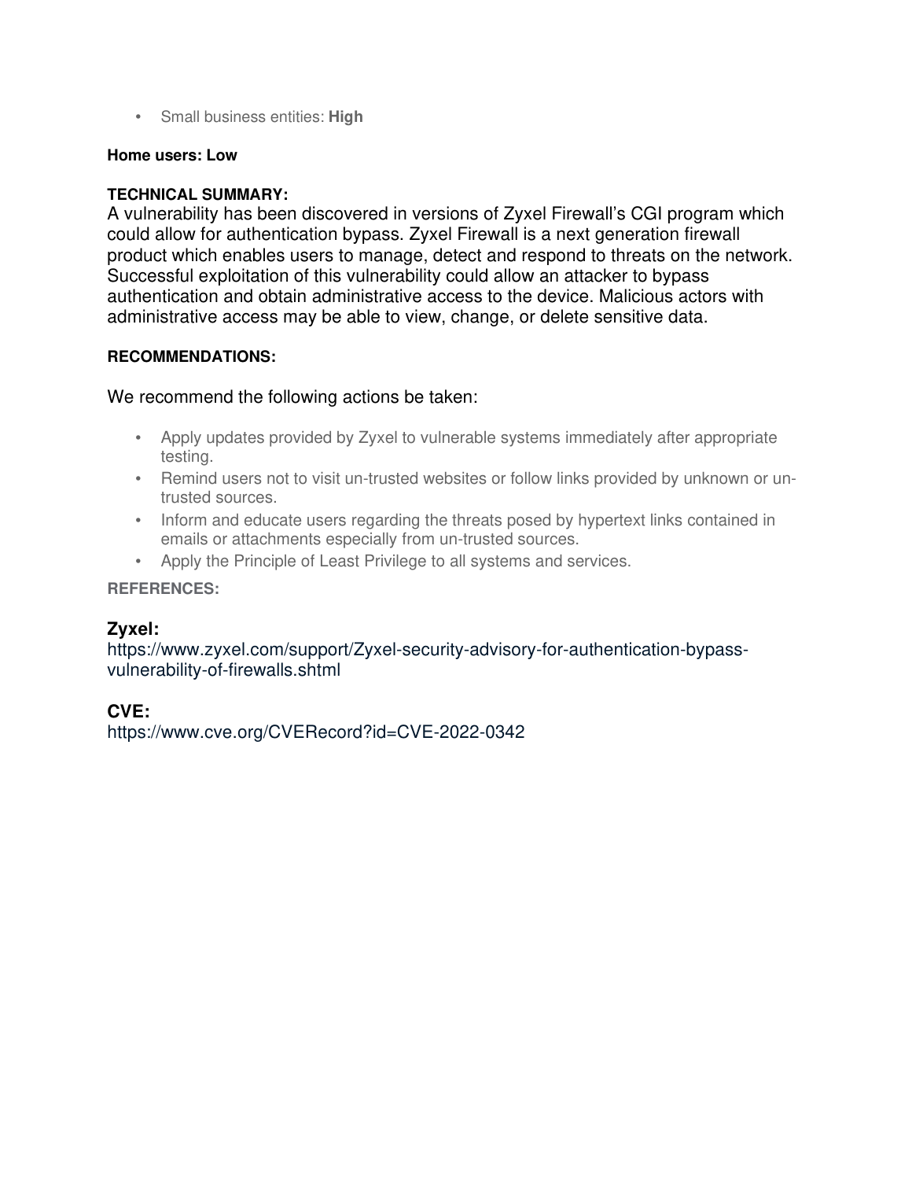- Small business entities: **High**

**Home users: Low**

**TECHNICAL SUMMARY:**

A vulnerability has been discovered in versions of Zyxel Firewall's CGI program which could allow for authentication bypass. Zyxel Firewall is a next generation firewall product which enables users to manage, detect and respond to threats on the network. Successful exploitation of this vulnerability could allow an attacker to bypass authentication and obtain administrative access to the device. Malicious actors with administrative access may be able to view, change, or delete sensitive data.

**RECOMMENDATIONS:**

We recommend the following actions be taken:

- Apply updates provided by Zyxel to vulnerable systems immediately after appropriate testing.
- Remind users not to visit un-trusted websites or follow links provided by unknown or un-trusted sources.
- Inform and educate users regarding the threats posed by hypertext links contained in emails or attachments especially from un-trusted sources.
- Apply the Principle of Least Privilege to all systems and services.

**REFERENCES:**

**Zyxel:**

https://www.zyxel.com/support/Zyxel-security-advisory-for-authentication-bypass-vulnerability-of-firewalls.shtml

**CVE:**

https://www.cve.org/CVERecord?id=CVE-2022-0342